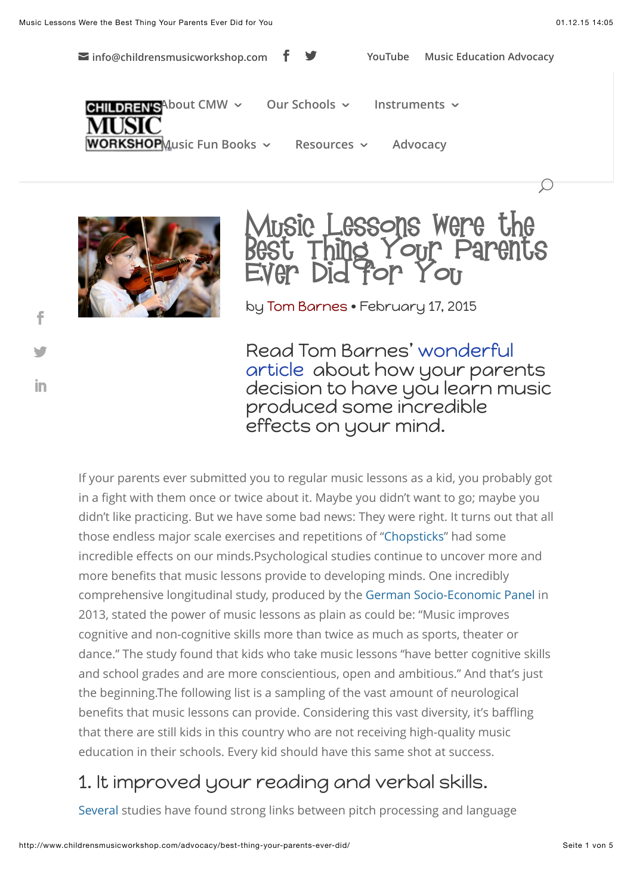info@childrensmusicworkshop.com YouTube Music Education Advocacy

About CMW | Our Schools | Instruments | Music Fun Books | Resources | Advocacy

# Music Lessons Were the Best Thing Your Parents Ever Did for You

by Tom Barnes • February 17, 2015

Read Tom Barnes' wonderful article about how your parents decision to have you learn music produced some incredible effects on your mind.

If your parents ever submitted you to regular music lessons as a kid, you probably got in a fight with them once or twice about it. Maybe you didn't want to go; maybe you didn't like practicing. But we have some bad news: They were right. It turns out that all those endless major scale exercises and repetitions of "Chopsticks" had some incredible effects on our minds.Psychological studies continue to uncover more and more benefits that music lessons provide to developing minds. One incredibly comprehensive longitudinal study, produced by the German Socio-Economic Panel in 2013, stated the power of music lessons as plain as could be: "Music improves cognitive and non-cognitive skills more than twice as much as sports, theater or dance." The study found that kids who take music lessons "have better cognitive skills and school grades and are more conscientious, open and ambitious." And that's just the beginning.The following list is a sampling of the vast amount of neurological benefits that music lessons can provide. Considering this vast diversity, it's baffling that there are still kids in this country who are not receiving high-quality music education in their schools. Every kid should have this same shot at success.

## 1. It improved your reading and verbal skills.

Several studies have found strong links between pitch processing and language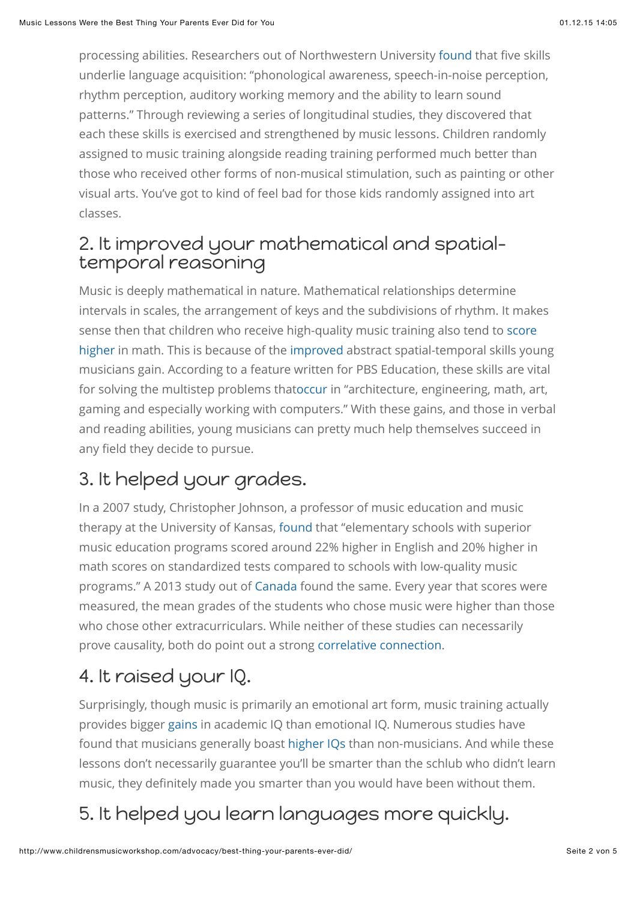processing abilities. Researchers out of Northwestern University found that five skills underlie language acquisition: "phonological awareness, speech-in-noise perception, rhythm perception, auditory working memory and the ability to learn sound patterns." Through reviewing a series of longitudinal studies, they discovered that each these skills is exercised and strengthened by music lessons. Children randomly assigned to music training alongside reading training performed much better than those who received other forms of non-musical stimulation, such as painting or other visual arts. You've got to kind of feel bad for those kids randomly assigned into art classes.

## 2. It improved your mathematical and spatial-temporal reasoning

Music is deeply mathematical in nature. Mathematical relationships determine intervals in scales, the arrangement of keys and the subdivisions of rhythm. It makes sense then that children who receive high-quality music training also tend to score higher in math. This is because of the improved abstract spatial-temporal skills young musicians gain. According to a feature written for PBS Education, these skills are vital for solving the multistep problems thatoccur in "architecture, engineering, math, art, gaming and especially working with computers." With these gains, and those in verbal and reading abilities, young musicians can pretty much help themselves succeed in any field they decide to pursue.

## 3. It helped your grades.

In a 2007 study, Christopher Johnson, a professor of music education and music therapy at the University of Kansas, found that "elementary schools with superior music education programs scored around 22% higher in English and 20% higher in math scores on standardized tests compared to schools with low-quality music programs." A 2013 study out of Canada found the same. Every year that scores were measured, the mean grades of the students who chose music were higher than those who chose other extracurriculars. While neither of these studies can necessarily prove causality, both do point out a strong correlative connection.

## 4. It raised your IQ.

Surprisingly, though music is primarily an emotional art form, music training actually provides bigger gains in academic IQ than emotional IQ. Numerous studies have found that musicians generally boast higher IQs than non-musicians. And while these lessons don't necessarily guarantee you'll be smarter than the schlub who didn't learn music, they definitely made you smarter than you would have been without them.

## 5. It helped you learn languages more quickly.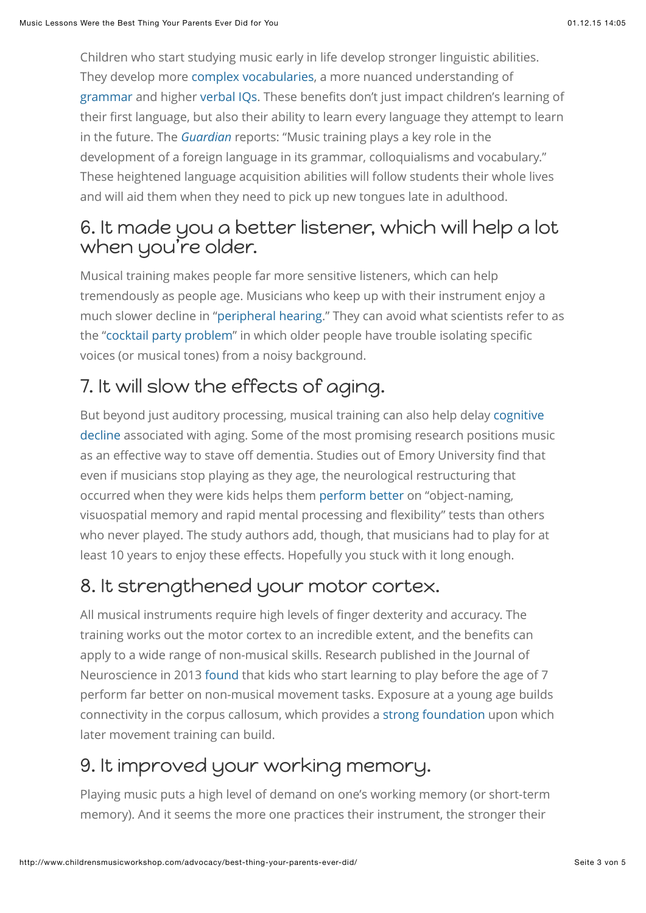Children who start studying music early in life develop stronger linguistic abilities. They develop more complex vocabularies, a more nuanced understanding of grammar and higher verbal IQs. These benefits don't just impact children's learning of their first language, but also their ability to learn every language they attempt to learn in the future. The *Guardian* reports: "Music training plays a key role in the development of a foreign language in its grammar, colloquialisms and vocabulary." These heightened language acquisition abilities will follow students their whole lives and will aid them when they need to pick up new tongues late in adulthood.

## 6. It made you a better listener, which will help a lot when you're older.

Musical training makes people far more sensitive listeners, which can help tremendously as people age. Musicians who keep up with their instrument enjoy a much slower decline in "peripheral hearing." They can avoid what scientists refer to as the "cocktail party problem" in which older people have trouble isolating specific voices (or musical tones) from a noisy background.

## 7. It will slow the effects of aging.

But beyond just auditory processing, musical training can also help delay cognitive decline associated with aging. Some of the most promising research positions music as an effective way to stave off dementia. Studies out of Emory University find that even if musicians stop playing as they age, the neurological restructuring that occurred when they were kids helps them perform better on "object-naming, visuospatial memory and rapid mental processing and flexibility" tests than others who never played. The study authors add, though, that musicians had to play for at least 10 years to enjoy these effects. Hopefully you stuck with it long enough.

## 8. It strengthened your motor cortex.

All musical instruments require high levels of finger dexterity and accuracy. The training works out the motor cortex to an incredible extent, and the benefits can apply to a wide range of non-musical skills. Research published in the Journal of Neuroscience in 2013 found that kids who start learning to play before the age of 7 perform far better on non-musical movement tasks. Exposure at a young age builds connectivity in the corpus callosum, which provides a strong foundation upon which later movement training can build.

## 9. It improved your working memory.

Playing music puts a high level of demand on one's working memory (or short-term memory). And it seems the more one practices their instrument, the stronger their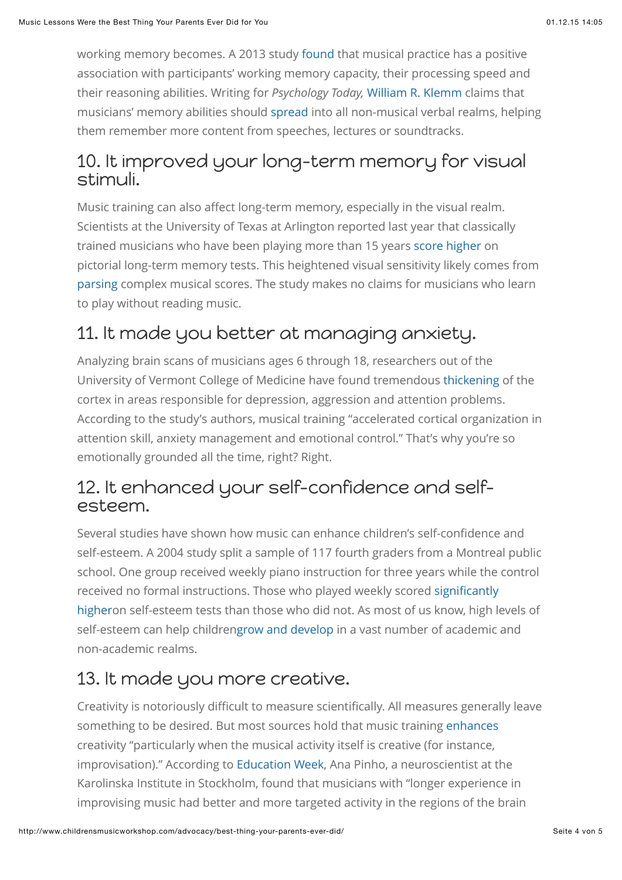working memory becomes. A 2013 study found that musical practice has a positive association with participants' working memory capacity, their processing speed and their reasoning abilities. Writing for *Psychology Today,* William R. Klemm claims that musicians' memory abilities should spread into all non-musical verbal realms, helping them remember more content from speeches, lectures or soundtracks.

## 10. It improved your long-term memory for visual stimuli.

Music training can also affect long-term memory, especially in the visual realm. Scientists at the University of Texas at Arlington reported last year that classically trained musicians who have been playing more than 15 years score higher on pictorial long-term memory tests. This heightened visual sensitivity likely comes from parsing complex musical scores. The study makes no claims for musicians who learn to play without reading music.

## 11. It made you better at managing anxiety.

Analyzing brain scans of musicians ages 6 through 18, researchers out of the University of Vermont College of Medicine have found tremendous thickening of the cortex in areas responsible for depression, aggression and attention problems. According to the study's authors, musical training "accelerated cortical organization in attention skill, anxiety management and emotional control." That's why you're so emotionally grounded all the time, right? Right.

## 12. It enhanced your self-confidence and self-esteem.

Several studies have shown how music can enhance children's self-confidence and self-esteem. A 2004 study split a sample of 117 fourth graders from a Montreal public school. One group received weekly piano instruction for three years while the control received no formal instructions. Those who played weekly scored significantly higheron self-esteem tests than those who did not. As most of us know, high levels of self-esteem can help childrengrow and develop in a vast number of academic and non-academic realms.

## 13. It made you more creative.

Creativity is notoriously difficult to measure scientifically. All measures generally leave something to be desired. But most sources hold that music training enhances creativity "particularly when the musical activity itself is creative (for instance, improvisation)." According to Education Week, Ana Pinho, a neuroscientist at the Karolinska Institute in Stockholm, found that musicians with "longer experience in improvising music had better and more targeted activity in the regions of the brain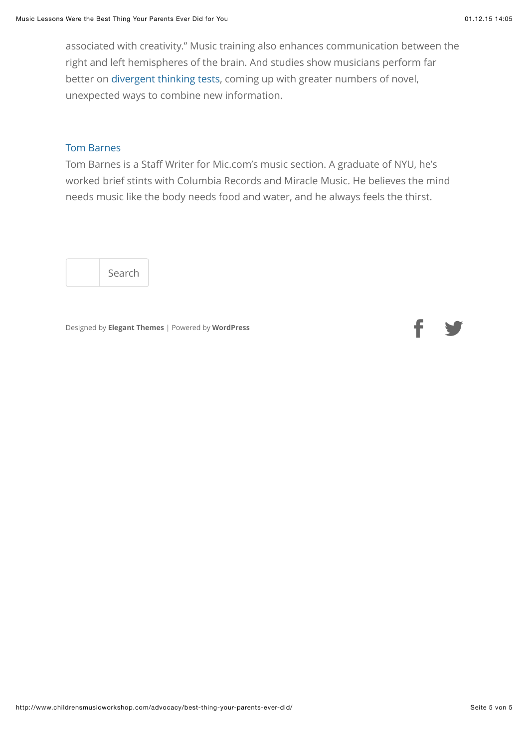associated with creativity." Music training also enhances communication between the right and left hemispheres of the brain. And studies show musicians perform far better on divergent thinking tests, coming up with greater numbers of novel, unexpected ways to combine new information.

Tom Barnes

Tom Barnes is a Staff Writer for Mic.com's music section. A graduate of NYU, he's worked brief stints with Columbia Records and Miracle Music. He believes the mind needs music like the body needs food and water, and he always feels the thirst.

Search

Designed by **Elegant Themes** | Powered by **WordPress**